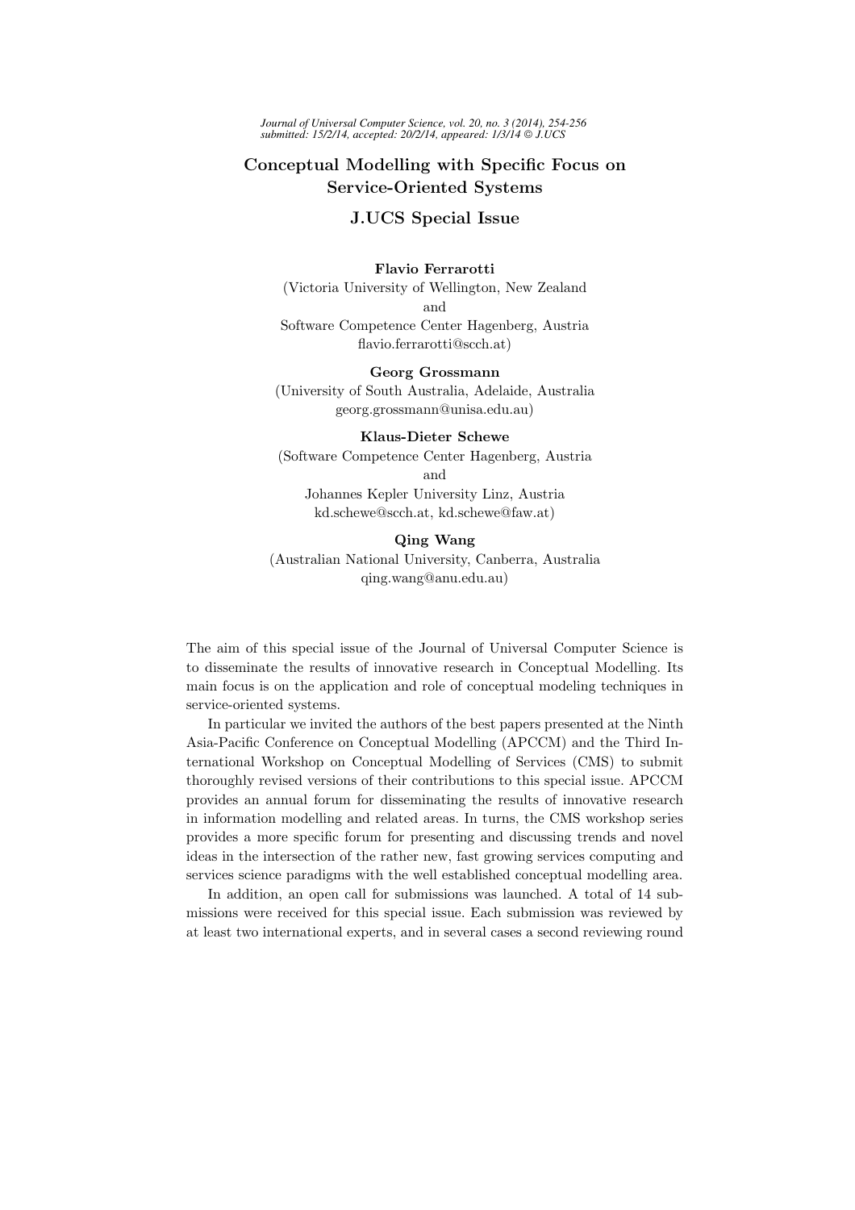# Conceptual Modelling with Specific Focus on Service-Oriented Systems

## J.UCS Special Issue

**Flavio Ferrarotti**
(Victoria University of Wellington, New Zealand
and
Software Competence Center Hagenberg, Austria
flavio.ferrarotti@scch.at)

**Georg Grossmann**
(University of South Australia, Adelaide, Australia
georg.grossmann@unisa.edu.au)

**Klaus-Dieter Schewe**
(Software Competence Center Hagenberg, Austria
and
Johannes Kepler University Linz, Austria
kd.schewe@scch.at, kd.schewe@faw.at)

**Qing Wang**
(Australian National University, Canberra, Australia
qing.wang@anu.edu.au)

The aim of this special issue of the Journal of Universal Computer Science is to disseminate the results of innovative research in Conceptual Modelling. Its main focus is on the application and role of conceptual modeling techniques in service-oriented systems.

In particular we invited the authors of the best papers presented at the Ninth Asia-Pacific Conference on Conceptual Modelling (APCCM) and the Third International Workshop on Conceptual Modelling of Services (CMS) to submit thoroughly revised versions of their contributions to this special issue. APCCM provides an annual forum for disseminating the results of innovative research in information modelling and related areas. In turns, the CMS workshop series provides a more specific forum for presenting and discussing trends and novel ideas in the intersection of the rather new, fast growing services computing and services science paradigms with the well established conceptual modelling area.

In addition, an open call for submissions was launched. A total of 14 submissions were received for this special issue. Each submission was reviewed by at least two international experts, and in several cases a second reviewing round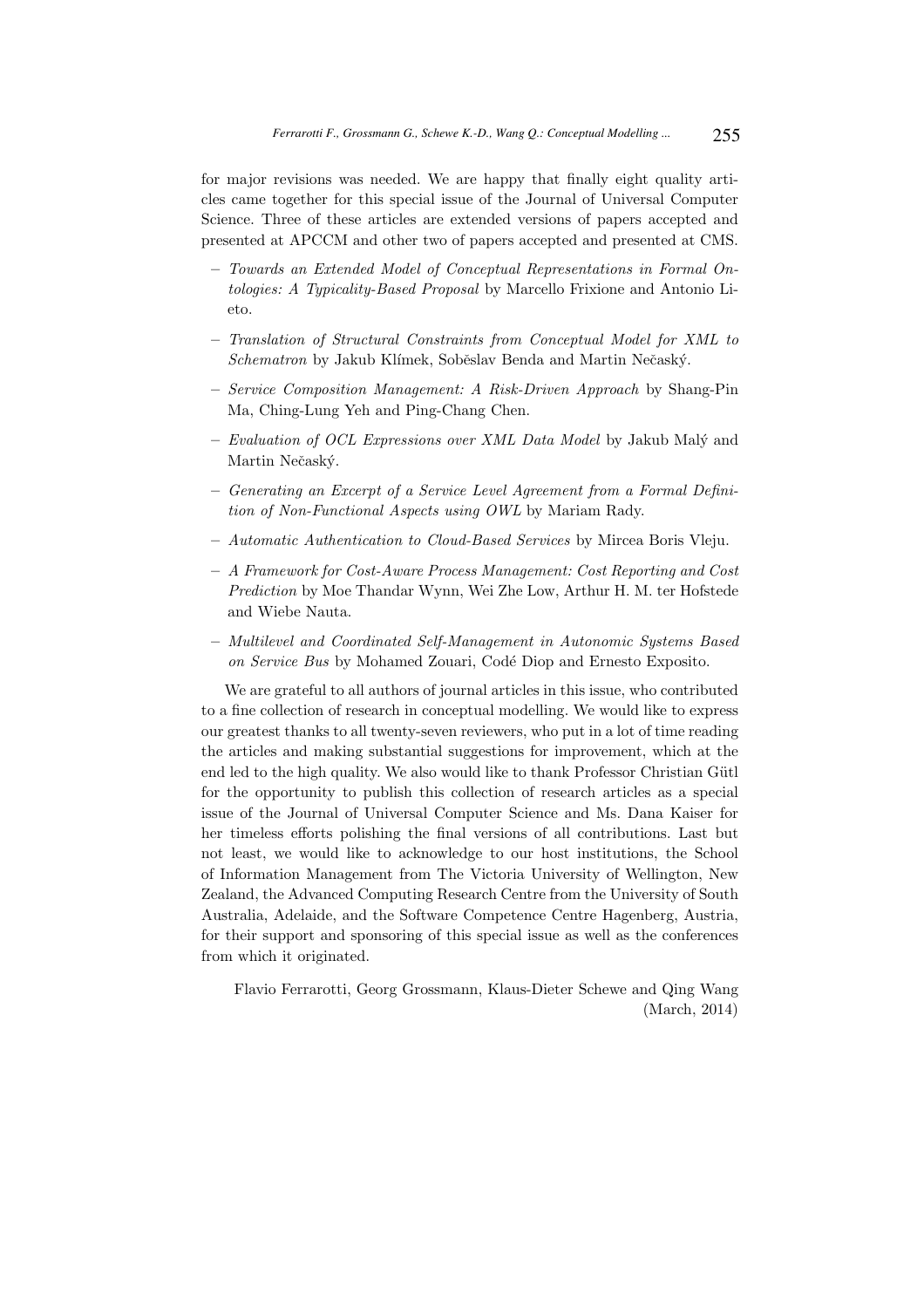for major revisions was needed. We are happy that finally eight quality articles came together for this special issue of the Journal of Universal Computer Science. Three of these articles are extended versions of papers accepted and presented at APCCM and other two of papers accepted and presented at CMS.

- *Towards an Extended Model of Conceptual Representations in Formal Ontologies: A Typicality-Based Proposal* by Marcello Frixione and Antonio Lieto.
- *Translation of Structural Constraints from Conceptual Model for XML to Schematron* by Jakub Klímek, Soběslav Benda and Martin Nečaský.
- *Service Composition Management: A Risk-Driven Approach* by Shang-Pin Ma, Ching-Lung Yeh and Ping-Chang Chen.
- *Evaluation of OCL Expressions over XML Data Model* by Jakub Malý and Martin Nečaský.
- *Generating an Excerpt of a Service Level Agreement from a Formal Definition of Non-Functional Aspects using OWL* by Mariam Rady.
- *Automatic Authentication to Cloud-Based Services* by Mircea Boris Vleju.
- *A Framework for Cost-Aware Process Management: Cost Reporting and Cost Prediction* by Moe Thandar Wynn, Wei Zhe Low, Arthur H. M. ter Hofstede and Wiebe Nauta.
- *Multilevel and Coordinated Self-Management in Autonomic Systems Based on Service Bus* by Mohamed Zouari, Codé Diop and Ernesto Exposito.

We are grateful to all authors of journal articles in this issue, who contributed to a fine collection of research in conceptual modelling. We would like to express our greatest thanks to all twenty-seven reviewers, who put in a lot of time reading the articles and making substantial suggestions for improvement, which at the end led to the high quality. We also would like to thank Professor Christian Gütl for the opportunity to publish this collection of research articles as a special issue of the Journal of Universal Computer Science and Ms. Dana Kaiser for her timeless efforts polishing the final versions of all contributions. Last but not least, we would like to acknowledge to our host institutions, the School of Information Management from The Victoria University of Wellington, New Zealand, the Advanced Computing Research Centre from the University of South Australia, Adelaide, and the Software Competence Centre Hagenberg, Austria, for their support and sponsoring of this special issue as well as the conferences from which it originated.

Flavio Ferrarotti, Georg Grossmann, Klaus-Dieter Schewe and Qing Wang
(March, 2014)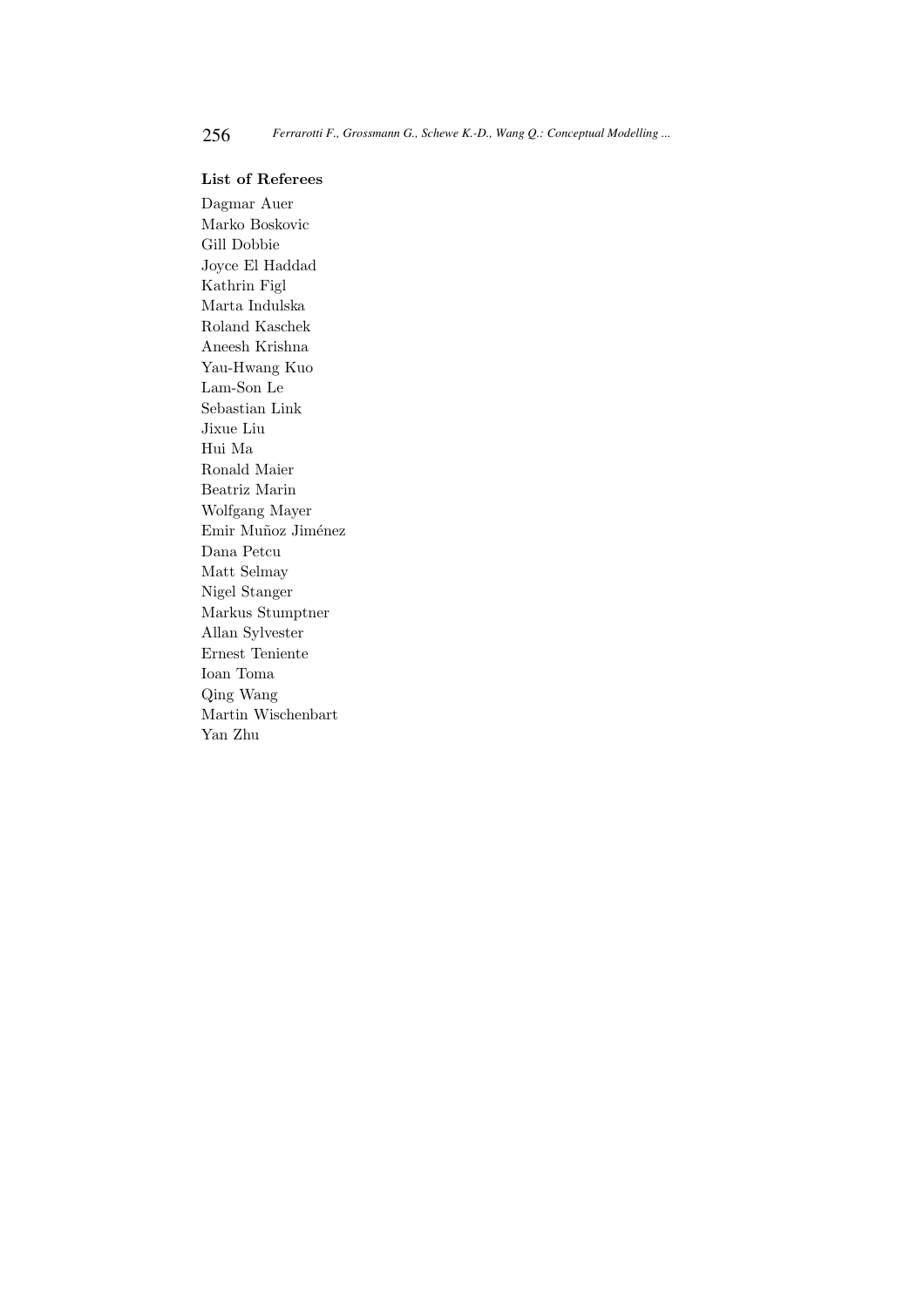**List of Referees**

Dagmar Auer
Marko Boskovic
Gill Dobbie
Joyce El Haddad
Kathrin Figl
Marta Indulska
Roland Kaschek
Aneesh Krishna
Yau-Hwang Kuo
Lam-Son Le
Sebastian Link
Jixue Liu
Hui Ma
Ronald Maier
Beatriz Marin
Wolfgang Mayer
Emir Muñoz Jiménez
Dana Petcu
Matt Selmay
Nigel Stanger
Markus Stumptner
Allan Sylvester
Ernest Teniente
Ioan Toma
Qing Wang
Martin Wischenbart
Yan Zhu